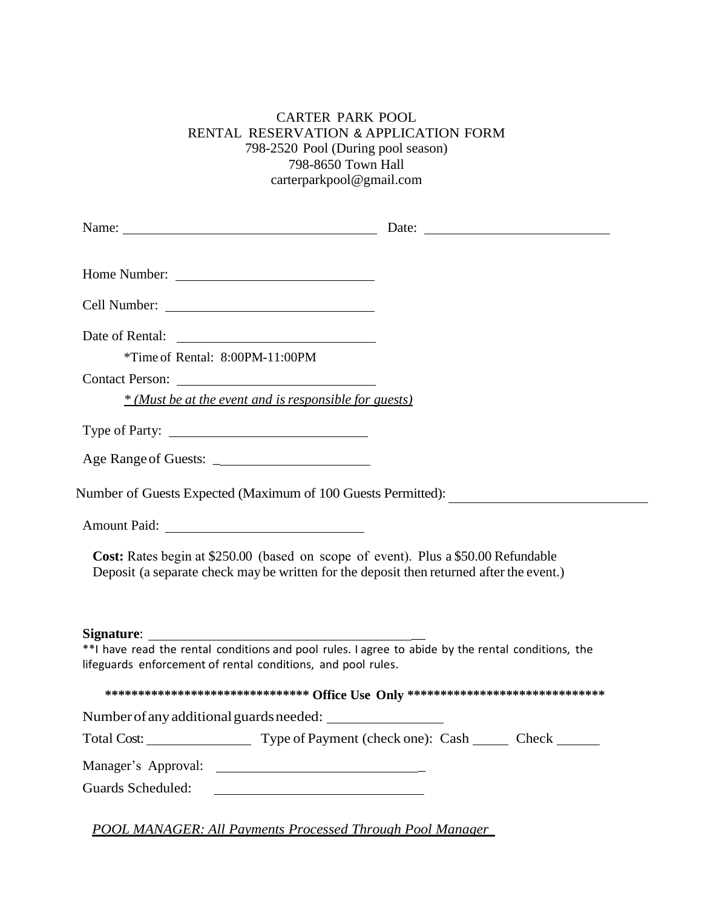# CARTER PARK POOL

## RENTAL RESERVATION & APPLICATION FORM

798-2520 Pool (During pool season)
798-8650 Town Hall
carterparkpool@gmail.com

Name: ______________________________ Date: ______________________

Home Number: ______________________

Cell Number: ______________________

Date of Rental: ______________________

*Time of Rental: 8:00PM-11:00PM

Contact Person: ______________________

*\* (Must be at the event and is responsible for guests)*

Type of Party: ______________________

Age Range of Guests: ______________________

Number of Guests Expected (Maximum of 100 Guests Permitted): ______________________

Amount Paid: ______________________

**Cost:** Rates begin at $250.00 (based on scope of event). Plus a $50.00 Refundable Deposit (a separate check may be written for the deposit then returned after the event.)

**Signature**: ______________________________

**I have read the rental conditions and pool rules. I agree to abide by the rental conditions, the lifeguards enforcement of rental conditions, and pool rules.

**\*\*\*\*\*\*\*\*\*\*\*\*\*\*\*\*\*\*\*\*\*\*\*\*\*\*\*\*\*\*\*\* Office Use Only \*\*\*\*\*\*\*\*\*\*\*\*\*\*\*\*\*\*\*\*\*\*\*\*\*\*\*\*\*\*\***

Number of any additional guards needed: ______________

Total Cost: ______________ Type of Payment (check one): Cash _____ Check _____

Manager's Approval: ______________________

Guards Scheduled: ______________________

*POOL MANAGER: All Payments Processed Through Pool Manager*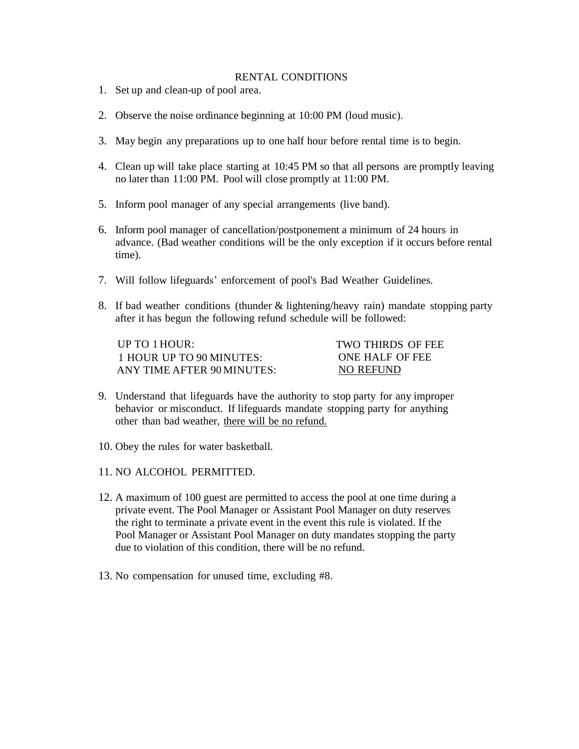# RENTAL CONDITIONS

1. Set up and clean-up of pool area.

2. Observe the noise ordinance beginning at 10:00 PM (loud music).

3. May begin any preparations up to one half hour before rental time is to begin.

4. Clean up will take place starting at 10:45 PM so that all persons are promptly leaving no later than 11:00 PM. Pool will close promptly at 11:00 PM.

5. Inform pool manager of any special arrangements (live band).

6. Inform pool manager of cancellation/postponement a minimum of 24 hours in advance. (Bad weather conditions will be the only exception if it occurs before rental time).

7. Will follow lifeguards' enforcement of pool's Bad Weather Guidelines.

8. If bad weather conditions (thunder & lightening/heavy rain) mandate stopping party after it has begun the following refund schedule will be followed:

| | |
|---|---|
| UP TO 1 HOUR: | TWO THIRDS OF FEE |
| 1 HOUR UP TO 90 MINUTES: | ONE HALF OF FEE |
| ANY TIME AFTER 90 MINUTES: | NO REFUND |

9. Understand that lifeguards have the authority to stop party for any improper behavior or misconduct. If lifeguards mandate stopping party for anything other than bad weather, there will be no refund.

10. Obey the rules for water basketball.

11. NO ALCOHOL PERMITTED.

12. A maximum of 100 guest are permitted to access the pool at one time during a private event. The Pool Manager or Assistant Pool Manager on duty reserves the right to terminate a private event in the event this rule is violated. If the Pool Manager or Assistant Pool Manager on duty mandates stopping the party due to violation of this condition, there will be no refund.

13. No compensation for unused time, excluding #8.